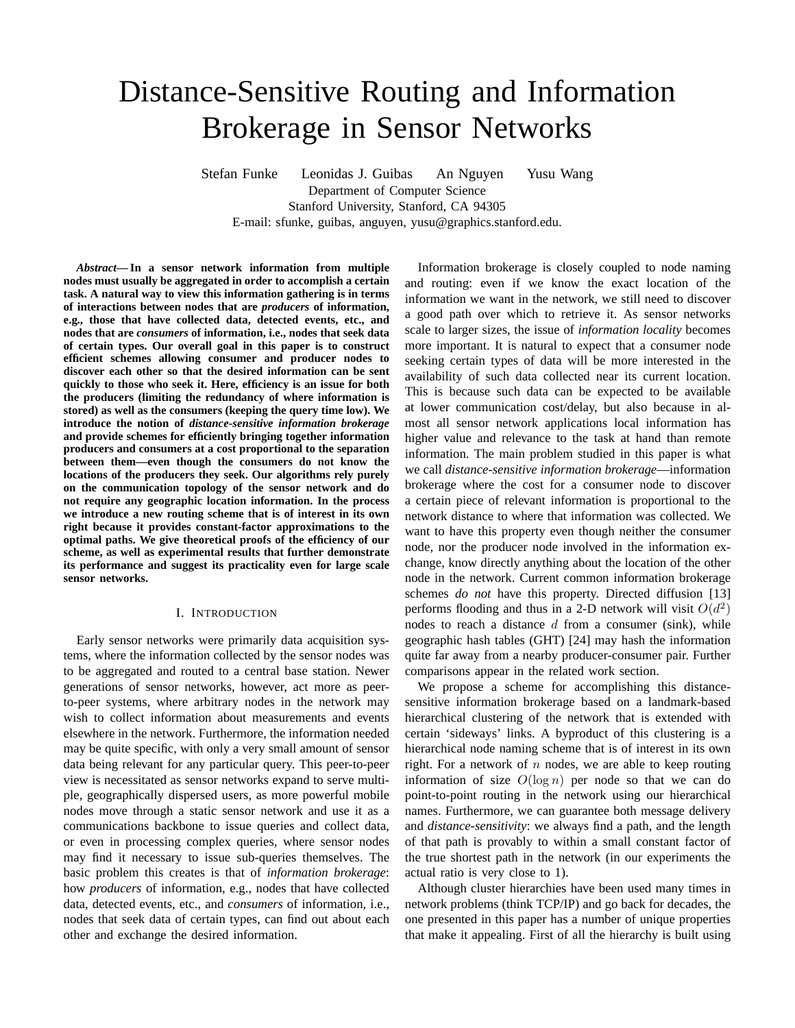# Distance-Sensitive Routing and Information Brokerage in Sensor Networks

Stefan Funke Leonidas J. Guibas An Nguyen Yusu Wang
Department of Computer Science
Stanford University, Stanford, CA 94305
E-mail: sfunke, guibas, anguyen, yusu@graphics.stanford.edu.

***Abstract*— In a sensor network information from multiple nodes must usually be aggregated in order to accomplish a certain task. A natural way to view this information gathering is in terms of interactions between nodes that are *producers* of information, e.g., those that have collected data, detected events, etc., and nodes that are *consumers* of information, i.e., nodes that seek data of certain types. Our overall goal in this paper is to construct efficient schemes allowing consumer and producer nodes to discover each other so that the desired information can be sent quickly to those who seek it. Here, efficiency is an issue for both the producers (limiting the redundancy of where information is stored) as well as the consumers (keeping the query time low). We introduce the notion of *distance-sensitive information brokerage* and provide schemes for efficiently bringing together information producers and consumers at a cost proportional to the separation between them—even though the consumers do not know the locations of the producers they seek. Our algorithms rely purely on the communication topology of the sensor network and do not require any geographic location information. In the process we introduce a new routing scheme that is of interest in its own right because it provides constant-factor approximations to the optimal paths. We give theoretical proofs of the efficiency of our scheme, as well as experimental results that further demonstrate its performance and suggest its practicality even for large scale sensor networks.**

## I. Introduction

Early sensor networks were primarily data acquisition systems, where the information collected by the sensor nodes was to be aggregated and routed to a central base station. Newer generations of sensor networks, however, act more as peer-to-peer systems, where arbitrary nodes in the network may wish to collect information about measurements and events elsewhere in the network. Furthermore, the information needed may be quite specific, with only a very small amount of sensor data being relevant for any particular query. This peer-to-peer view is necessitated as sensor networks expand to serve multiple, geographically dispersed users, as more powerful mobile nodes move through a static sensor network and use it as a communications backbone to issue queries and collect data, or even in processing complex queries, where sensor nodes may find it necessary to issue sub-queries themselves. The basic problem this creates is that of *information brokerage*: how *producers* of information, e.g., nodes that have collected data, detected events, etc., and *consumers* of information, i.e., nodes that seek data of certain types, can find out about each other and exchange the desired information.

Information brokerage is closely coupled to node naming and routing: even if we know the exact location of the information we want in the network, we still need to discover a good path over which to retrieve it. As sensor networks scale to larger sizes, the issue of *information locality* becomes more important. It is natural to expect that a consumer node seeking certain types of data will be more interested in the availability of such data collected near its current location. This is because such data can be expected to be available at lower communication cost/delay, but also because in almost all sensor network applications local information has higher value and relevance to the task at hand than remote information. The main problem studied in this paper is what we call *distance-sensitive information brokerage*—information brokerage where the cost for a consumer node to discover a certain piece of relevant information is proportional to the network distance to where that information was collected. We want to have this property even though neither the consumer node, nor the producer node involved in the information exchange, know directly anything about the location of the other node in the network. Current common information brokerage schemes *do not* have this property. Directed diffusion [13] performs flooding and thus in a 2-D network will visit $O(d^2)$ nodes to reach a distance $d$ from a consumer (sink), while geographic hash tables (GHT) [24] may hash the information quite far away from a nearby producer-consumer pair. Further comparisons appear in the related work section.

We propose a scheme for accomplishing this distance-sensitive information brokerage based on a landmark-based hierarchical clustering of the network that is extended with certain 'sideways' links. A byproduct of this clustering is a hierarchical node naming scheme that is of interest in its own right. For a network of $n$ nodes, we are able to keep routing information of size $O(\log n)$ per node so that we can do point-to-point routing in the network using our hierarchical names. Furthermore, we can guarantee both message delivery and *distance-sensitivity*: we always find a path, and the length of that path is provably to within a small constant factor of the true shortest path in the network (in our experiments the actual ratio is very close to 1).

Although cluster hierarchies have been used many times in network problems (think TCP/IP) and go back for decades, the one presented in this paper has a number of unique properties that make it appealing. First of all the hierarchy is built using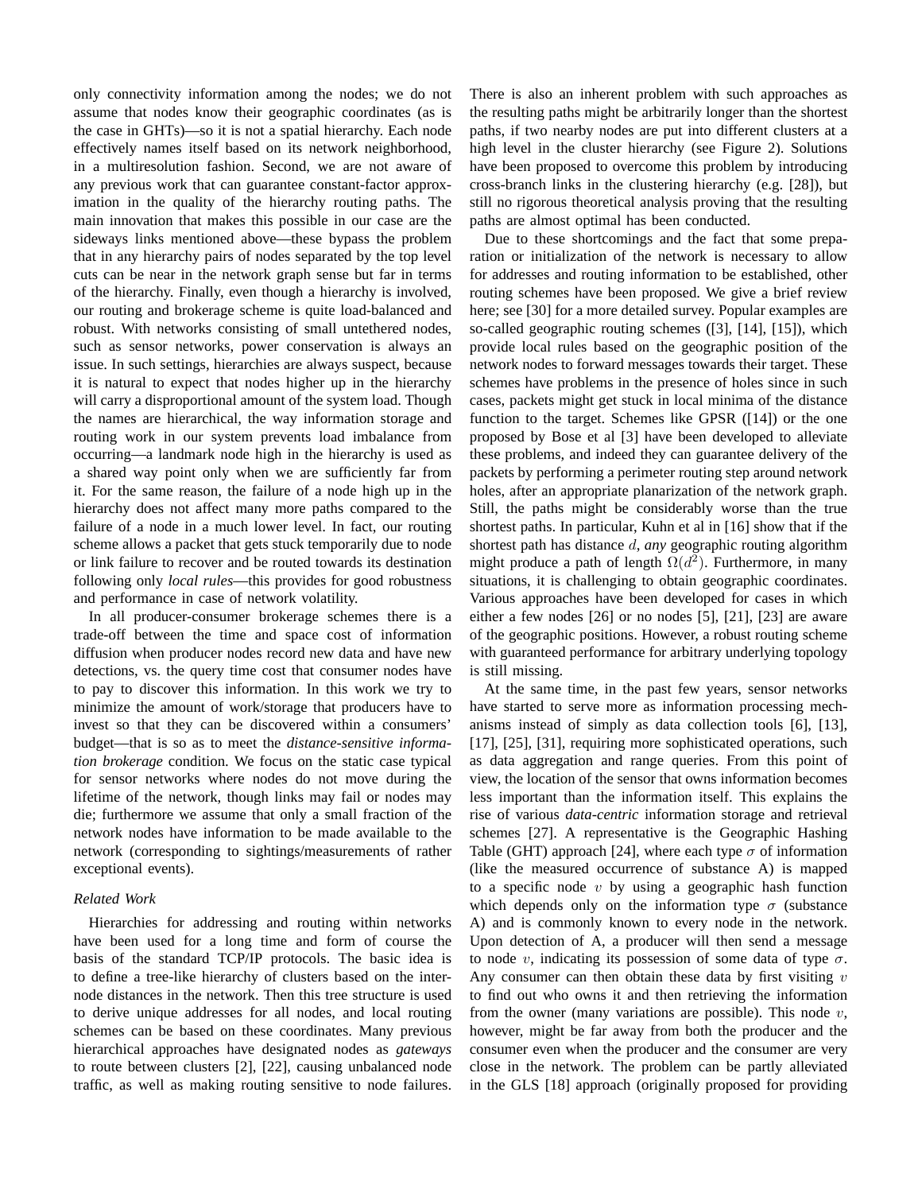only connectivity information among the nodes; we do not assume that nodes know their geographic coordinates (as is the case in GHTs)—so it is not a spatial hierarchy. Each node effectively names itself based on its network neighborhood, in a multiresolution fashion. Second, we are not aware of any previous work that can guarantee constant-factor approximation in the quality of the hierarchy routing paths. The main innovation that makes this possible in our case are the sideways links mentioned above—these bypass the problem that in any hierarchy pairs of nodes separated by the top level cuts can be near in the network graph sense but far in terms of the hierarchy. Finally, even though a hierarchy is involved, our routing and brokerage scheme is quite load-balanced and robust. With networks consisting of small untethered nodes, such as sensor networks, power conservation is always an issue. In such settings, hierarchies are always suspect, because it is natural to expect that nodes higher up in the hierarchy will carry a disproportional amount of the system load. Though the names are hierarchical, the way information storage and routing work in our system prevents load imbalance from occurring—a landmark node high in the hierarchy is used as a shared way point only when we are sufficiently far from it. For the same reason, the failure of a node high up in the hierarchy does not affect many more paths compared to the failure of a node in a much lower level. In fact, our routing scheme allows a packet that gets stuck temporarily due to node or link failure to recover and be routed towards its destination following only *local rules*—this provides for good robustness and performance in case of network volatility.

In all producer-consumer brokerage schemes there is a trade-off between the time and space cost of information diffusion when producer nodes record new data and have new detections, vs. the query time cost that consumer nodes have to pay to discover this information. In this work we try to minimize the amount of work/storage that producers have to invest so that they can be discovered within a consumers' budget—that is so as to meet the *distance-sensitive information brokerage* condition. We focus on the static case typical for sensor networks where nodes do not move during the lifetime of the network, though links may fail or nodes may die; furthermore we assume that only a small fraction of the network nodes have information to be made available to the network (corresponding to sightings/measurements of rather exceptional events).

### *Related Work*

Hierarchies for addressing and routing within networks have been used for a long time and form of course the basis of the standard TCP/IP protocols. The basic idea is to define a tree-like hierarchy of clusters based on the inter-node distances in the network. Then this tree structure is used to derive unique addresses for all nodes, and local routing schemes can be based on these coordinates. Many previous hierarchical approaches have designated nodes as *gateways* to route between clusters [2], [22], causing unbalanced node traffic, as well as making routing sensitive to node failures. There is also an inherent problem with such approaches as the resulting paths might be arbitrarily longer than the shortest paths, if two nearby nodes are put into different clusters at a high level in the cluster hierarchy (see Figure 2). Solutions have been proposed to overcome this problem by introducing cross-branch links in the clustering hierarchy (e.g. [28]), but still no rigorous theoretical analysis proving that the resulting paths are almost optimal has been conducted.

Due to these shortcomings and the fact that some preparation or initialization of the network is necessary to allow for addresses and routing information to be established, other routing schemes have been proposed. We give a brief review here; see [30] for a more detailed survey. Popular examples are so-called geographic routing schemes ([3], [14], [15]), which provide local rules based on the geographic position of the network nodes to forward messages towards their target. These schemes have problems in the presence of holes since in such cases, packets might get stuck in local minima of the distance function to the target. Schemes like GPSR ([14]) or the one proposed by Bose et al [3] have been developed to alleviate these problems, and indeed they can guarantee delivery of the packets by performing a perimeter routing step around network holes, after an appropriate planarization of the network graph. Still, the paths might be considerably worse than the true shortest paths. In particular, Kuhn et al in [16] show that if the shortest path has distance $d$, *any* geographic routing algorithm might produce a path of length $\Omega(d^2)$. Furthermore, in many situations, it is challenging to obtain geographic coordinates. Various approaches have been developed for cases in which either a few nodes [26] or no nodes [5], [21], [23] are aware of the geographic positions. However, a robust routing scheme with guaranteed performance for arbitrary underlying topology is still missing.

At the same time, in the past few years, sensor networks have started to serve more as information processing mechanisms instead of simply as data collection tools [6], [13], [17], [25], [31], requiring more sophisticated operations, such as data aggregation and range queries. From this point of view, the location of the sensor that owns information becomes less important than the information itself. This explains the rise of various *data-centric* information storage and retrieval schemes [27]. A representative is the Geographic Hashing Table (GHT) approach [24], where each type $\sigma$ of information (like the measured occurrence of substance A) is mapped to a specific node $v$ by using a geographic hash function which depends only on the information type $\sigma$ (substance A) and is commonly known to every node in the network. Upon detection of A, a producer will then send a message to node $v$, indicating its possession of some data of type $\sigma$. Any consumer can then obtain these data by first visiting $v$ to find out who owns it and then retrieving the information from the owner (many variations are possible). This node $v$, however, might be far away from both the producer and the consumer even when the producer and the consumer are very close in the network. The problem can be partly alleviated in the GLS [18] approach (originally proposed for providing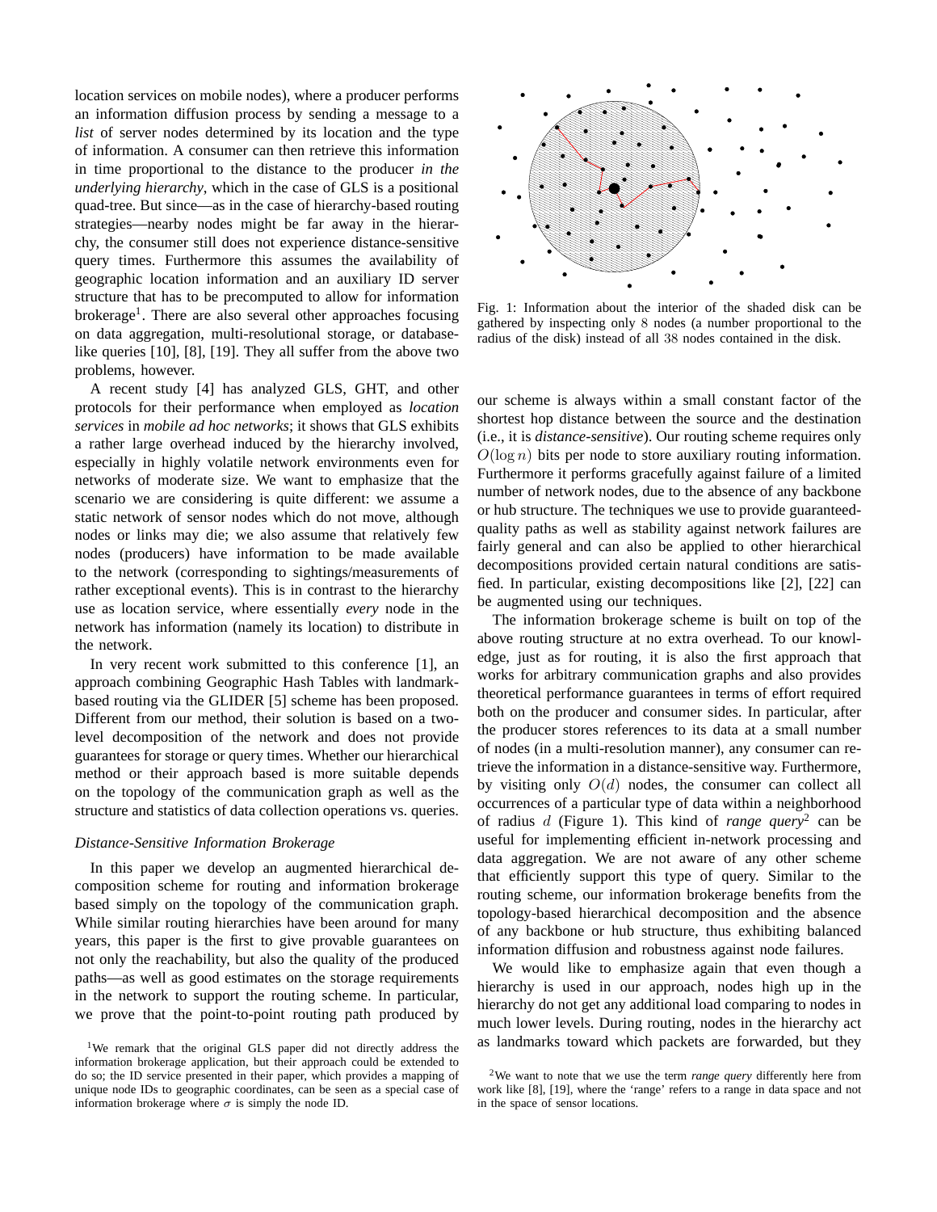location services on mobile nodes), where a producer performs an information diffusion process by sending a message to a *list* of server nodes determined by its location and the type of information. A consumer can then retrieve this information in time proportional to the distance to the producer *in the underlying hierarchy*, which in the case of GLS is a positional quad-tree. But since—as in the case of hierarchy-based routing strategies—nearby nodes might be far away in the hierarchy, the consumer still does not experience distance-sensitive query times. Furthermore this assumes the availability of geographic location information and an auxiliary ID server structure that has to be precomputed to allow for information brokerage[1]. There are also several other approaches focusing on data aggregation, multi-resolutional storage, or database-like queries [10], [8], [19]. They all suffer from the above two problems, however.

A recent study [4] has analyzed GLS, GHT, and other protocols for their performance when employed as *location services* in *mobile ad hoc networks*; it shows that GLS exhibits a rather large overhead induced by the hierarchy involved, especially in highly volatile network environments even for networks of moderate size. We want to emphasize that the scenario we are considering is quite different: we assume a static network of sensor nodes which do not move, although nodes or links may die; we also assume that relatively few nodes (producers) have information to be made available to the network (corresponding to sightings/measurements of rather exceptional events). This is in contrast to the hierarchy use as location service, where essentially *every* node in the network has information (namely its location) to distribute in the network.

In very recent work submitted to this conference [1], an approach combining Geographic Hash Tables with landmark-based routing via the GLIDER [5] scheme has been proposed. Different from our method, their solution is based on a two-level decomposition of the network and does not provide guarantees for storage or query times. Whether our hierarchical method or their approach based is more suitable depends on the topology of the communication graph as well as the structure and statistics of data collection operations vs. queries.

### *Distance-Sensitive Information Brokerage*

In this paper we develop an augmented hierarchical decomposition scheme for routing and information brokerage based simply on the topology of the communication graph. While similar routing hierarchies have been around for many years, this paper is the first to give provable guarantees on not only the reachability, but also the quality of the produced paths—as well as good estimates on the storage requirements in the network to support the routing scheme. In particular, we prove that the point-to-point routing path produced by our scheme is always within a small constant factor of the shortest hop distance between the source and the destination (i.e., it is *distance-sensitive*). Our routing scheme requires only $O(\log n)$ bits per node to store auxiliary routing information. Furthermore it performs gracefully against failure of a limited number of network nodes, due to the absence of any backbone or hub structure. The techniques we use to provide guaranteed-quality paths as well as stability against network failures are fairly general and can also be applied to other hierarchical decompositions provided certain natural conditions are satisfied. In particular, existing decompositions like [2], [22] can be augmented using our techniques.

Fig. 1: Information about the interior of the shaded disk can be gathered by inspecting only 8 nodes (a number proportional to the radius of the disk) instead of all 38 nodes contained in the disk.

The information brokerage scheme is built on top of the above routing structure at no extra overhead. To our knowledge, just as for routing, it is also the first approach that works for arbitrary communication graphs and also provides theoretical performance guarantees in terms of effort required both on the producer and consumer sides. In particular, after the producer stores references to its data at a small number of nodes (in a multi-resolution manner), any consumer can retrieve the information in a distance-sensitive way. Furthermore, by visiting only $O(d)$ nodes, the consumer can collect all occurrences of a particular type of data within a neighborhood of radius $d$ (Figure 1). This kind of *range query*[2] can be useful for implementing efficient in-network processing and data aggregation. We are not aware of any other scheme that efficiently support this type of query. Similar to the routing scheme, our information brokerage benefits from the topology-based hierarchical decomposition and the absence of any backbone or hub structure, thus exhibiting balanced information diffusion and robustness against node failures.

We would like to emphasize again that even though a hierarchy is used in our approach, nodes high up in the hierarchy do not get any additional load comparing to nodes in much lower levels. During routing, nodes in the hierarchy act as landmarks toward which packets are forwarded, but they

[1]We remark that the original GLS paper did not directly address the information brokerage application, but their approach could be extended to do so; the ID service presented in their paper, which provides a mapping of unique node IDs to geographic coordinates, can be seen as a special case of information brokerage where $\sigma$ is simply the node ID.

[2]We want to note that we use the term *range query* differently here from work like [8], [19], where the 'range' refers to a range in data space and not in the space of sensor locations.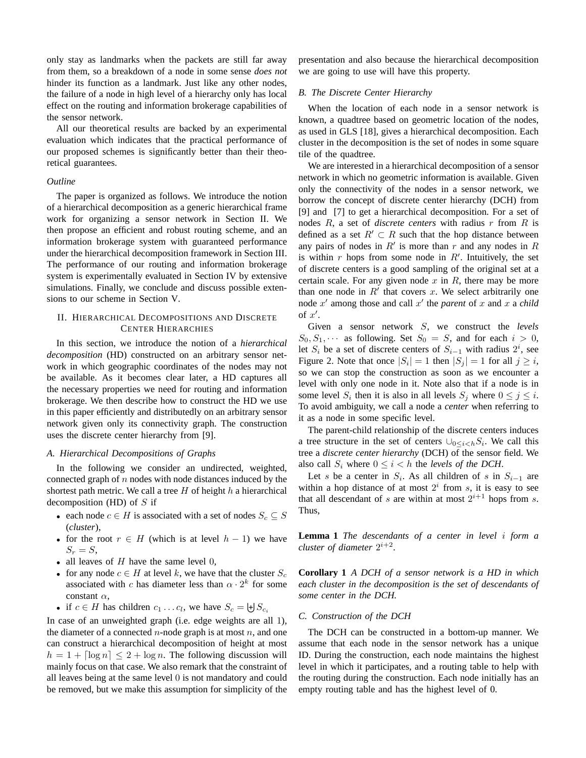only stay as landmarks when the packets are still far away from them, so a breakdown of a node in some sense *does not* hinder its function as a landmark. Just like any other nodes, the failure of a node in high level of a hierarchy only has local effect on the routing and information brokerage capabilities of the sensor network.

All our theoretical results are backed by an experimental evaluation which indicates that the practical performance of our proposed schemes is significantly better than their theoretical guarantees.

### *Outline*

The paper is organized as follows. We introduce the notion of a hierarchical decomposition as a generic hierarchical frame work for organizing a sensor network in Section II. We then propose an efficient and robust routing scheme, and an information brokerage system with guaranteed performance under the hierarchical decomposition framework in Section III. The performance of our routing and information brokerage system is experimentally evaluated in Section IV by extensive simulations. Finally, we conclude and discuss possible extensions to our scheme in Section V.

## II. Hierarchical Decompositions and Discrete Center Hierarchies

In this section, we introduce the notion of a *hierarchical decomposition* (HD) constructed on an arbitrary sensor network in which geographic coordinates of the nodes may not be available. As it becomes clear later, a HD captures all the necessary properties we need for routing and information brokerage. We then describe how to construct the HD we use in this paper efficiently and distributedly on an arbitrary sensor network given only its connectivity graph. The construction uses the discrete center hierarchy from [9].

### *A. Hierarchical Decompositions of Graphs*

In the following we consider an undirected, weighted, connected graph of $n$ nodes with node distances induced by the shortest path metric. We call a tree $H$ of height $h$ a hierarchical decomposition (HD) of $S$ if

- each node $c \in H$ is associated with a set of nodes $S_c \subseteq S$ (*cluster*),
- for the root $r \in H$ (which is at level $h-1$) we have $S_r = S$,
- all leaves of $H$ have the same level $0$,
- for any node $c \in H$ at level $k$, we have that the cluster $S_c$ associated with $c$ has diameter less than $\alpha \cdot 2^k$ for some constant $\alpha$,
- if $c \in H$ has children $c_1 \ldots c_l$, we have $S_c = \biguplus S_{c_i}$

In case of an unweighted graph (i.e. edge weights are all 1), the diameter of a connected $n$-node graph is at most $n$, and one can construct a hierarchical decomposition of height at most $h = 1 + \lceil \log n \rceil \leq 2 + \log n$. The following discussion will mainly focus on that case. We also remark that the constraint of all leaves being at the same level $0$ is not mandatory and could be removed, but we make this assumption for simplicity of the presentation and also because the hierarchical decomposition we are going to use will have this property.

### *B. The Discrete Center Hierarchy*

When the location of each node in a sensor network is known, a quadtree based on geometric location of the nodes, as used in GLS [18], gives a hierarchical decomposition. Each cluster in the decomposition is the set of nodes in some square tile of the quadtree.

We are interested in a hierarchical decomposition of a sensor network in which no geometric information is available. Given only the connectivity of the nodes in a sensor network, we borrow the concept of discrete center hierarchy (DCH) from [9] and [7] to get a hierarchical decomposition. For a set of nodes $R$, a set of *discrete centers* with radius $r$ from $R$ is defined as a set $R' \subset R$ such that the hop distance between any pairs of nodes in $R'$ is more than $r$ and any nodes in $R$ is within $r$ hops from some node in $R'$. Intuitively, the set of discrete centers is a good sampling of the original set at a certain scale. For any given node $x$ in $R$, there may be more than one node in $R'$ that covers $x$. We select arbitrarily one node $x'$ among those and call $x'$ the *parent* of $x$ and $x$ a *child* of $x'$.

Given a sensor network $S$, we construct the *levels* $S_0, S_1, \cdots$ as following. Set $S_0 = S$, and for each $i > 0$, let $S_i$ be a set of discrete centers of $S_{i-1}$ with radius $2^i$, see Figure 2. Note that once $|S_i| = 1$ then $|S_j| = 1$ for all $j \geq i$, so we can stop the construction as soon as we encounter a level with only one node in it. Note also that if a node is in some level $S_i$ then it is also in all levels $S_j$ where $0 \leq j \leq i$. To avoid ambiguity, we call a node a *center* when referring to it as a node in some specific level.

The parent-child relationship of the discrete centers induces a tree structure in the set of centers $\cup_{0 \leq i < h} S_i$. We call this tree a *discrete center hierarchy* (DCH) of the sensor field. We also call $S_i$ where $0 \leq i < h$ the *levels of the DCH*.

Let $s$ be a center in $S_i$. As all children of $s$ in $S_{i-1}$ are within a hop distance of at most $2^i$ from $s$, it is easy to see that all descendant of $s$ are within at most $2^{i+1}$ hops from $s$. Thus,

**Lemma 1** *The descendants of a center in level $i$ form a cluster of diameter $2^{i+2}$.*

**Corollary 1** *A DCH of a sensor network is a HD in which each cluster in the decomposition is the set of descendants of some center in the DCH.*

### *C. Construction of the DCH*

The DCH can be constructed in a bottom-up manner. We assume that each node in the sensor network has a unique ID. During the construction, each node maintains the highest level in which it participates, and a routing table to help with the routing during the construction. Each node initially has an empty routing table and has the highest level of 0.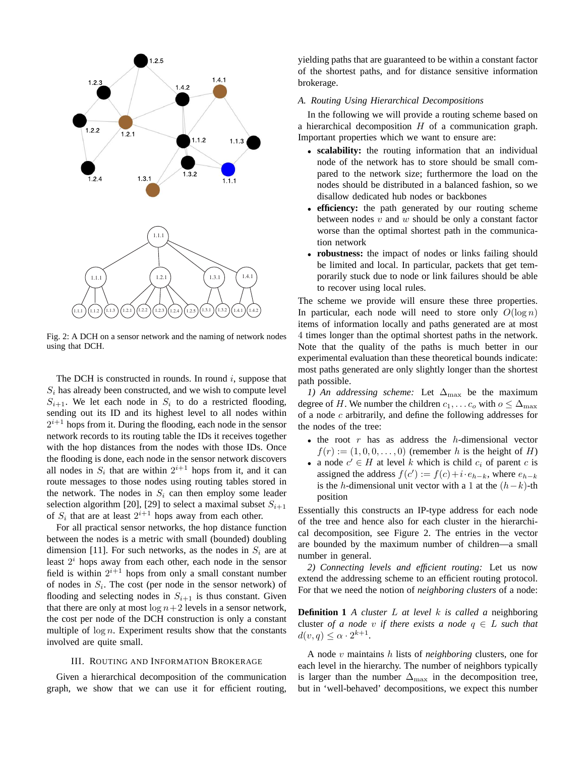Fig. 2: A DCH on a sensor network and the naming of network nodes using that DCH.

The DCH is constructed in rounds. In round $i$, suppose that $S_i$ has already been constructed, and we wish to compute level $S_{i+1}$. We let each node in $S_i$ to do a restricted flooding, sending out its ID and its highest level to all nodes within $2^{i+1}$ hops from it. During the flooding, each node in the sensor network records to its routing table the IDs it receives together with the hop distances from the nodes with those IDs. Once the flooding is done, each node in the sensor network discovers all nodes in $S_i$ that are within $2^{i+1}$ hops from it, and it can route messages to those nodes using routing tables stored in the network. The nodes in $S_i$ can then employ some leader selection algorithm [20], [29] to select a maximal subset $S_{i+1}$ of $S_i$ that are at least $2^{i+1}$ hops away from each other.

For all practical sensor networks, the hop distance function between the nodes is a metric with small (bounded) doubling dimension [11]. For such networks, as the nodes in $S_i$ are at least $2^i$ hops away from each other, each node in the sensor field is within $2^{i+1}$ hops from only a small constant number of nodes in $S_i$. The cost (per node in the sensor network) of flooding and selecting nodes in $S_{i+1}$ is thus constant. Given that there are only at most $\log n+2$ levels in a sensor network, the cost per node of the DCH construction is only a constant multiple of $\log n$. Experiment results show that the constants involved are quite small.

## III. Routing and Information Brokerage

Given a hierarchical decomposition of the communication graph, we show that we can use it for efficient routing, yielding paths that are guaranteed to be within a constant factor of the shortest paths, and for distance sensitive information brokerage.

### A. Routing Using Hierarchical Decompositions

In the following we will provide a routing scheme based on a hierarchical decomposition $H$ of a communication graph. Important properties which we want to ensure are:

- **scalability:** the routing information that an individual node of the network has to store should be small compared to the network size; furthermore the load on the nodes should be distributed in a balanced fashion, so we disallow dedicated hub nodes or backbones
- **efficiency:** the path generated by our routing scheme between nodes $v$ and $w$ should be only a constant factor worse than the optimal shortest path in the communication network
- **robustness:** the impact of nodes or links failing should be limited and local. In particular, packets that get temporarily stuck due to node or link failures should be able to recover using local rules.

The scheme we provide will ensure these three properties. In particular, each node will need to store only $O(\log n)$ items of information locally and paths generated are at most 4 times longer than the optimal shortest paths in the network. Note that the quality of the paths is much better in our experimental evaluation than these theoretical bounds indicate: most paths generated are only slightly longer than the shortest path possible.

*1) An addressing scheme:* Let $\Delta_{\max}$ be the maximum degree of $H$. We number the children $c_1, \ldots c_o$ with $o \leq \Delta_{\max}$ of a node $c$ arbitrarily, and define the following addresses for the nodes of the tree:

- the root $r$ has as address the $h$-dimensional vector $f(r) := (1, 0, 0, \ldots, 0)$ (remember $h$ is the height of $H$)
- a node $c' \in H$ at level $k$ which is child $c_i$ of parent $c$ is assigned the address $f(c') := f(c) + i \cdot e_{h-k}$, where $e_{h-k}$ is the $h$-dimensional unit vector with a 1 at the $(h-k)$-th position

Essentially this constructs an IP-type address for each node of the tree and hence also for each cluster in the hierarchical decomposition, see Figure 2. The entries in the vector are bounded by the maximum number of children—a small number in general.

*2) Connecting levels and efficient routing:* Let us now extend the addressing scheme to an efficient routing protocol. For that we need the notion of *neighboring clusters* of a node:

**Definition 1** *A cluster $L$ at level $k$ is called a* neighboring cluster *of a node $v$ if there exists a node $q \in L$ such that $d(v, q) \leq \alpha \cdot 2^{k+1}$.*

A node $v$ maintains $h$ lists of *neighboring* clusters, one for each level in the hierarchy. The number of neighbors typically is larger than the number $\Delta_{\max}$ in the decomposition tree, but in 'well-behaved' decompositions, we expect this number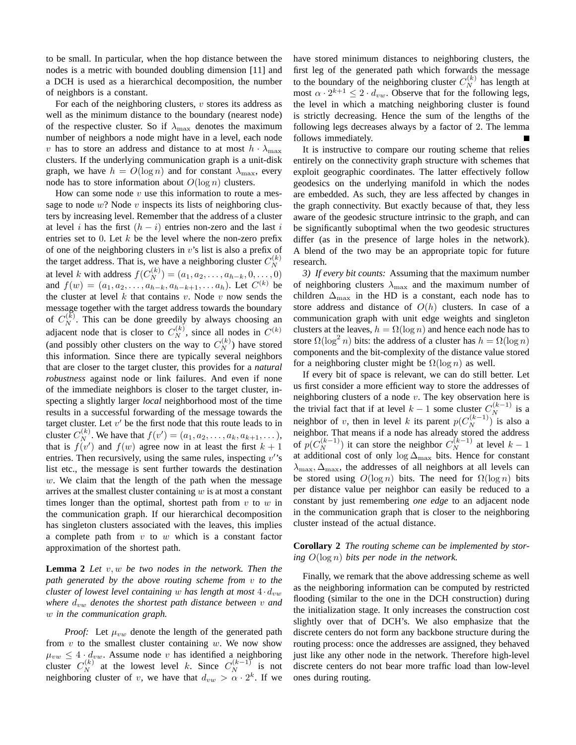to be small. In particular, when the hop distance between the nodes is a metric with bounded doubling dimension [11] and a DCH is used as a hierarchical decomposition, the number of neighbors is a constant.

For each of the neighboring clusters, $v$ stores its address as well as the minimum distance to the boundary (nearest node) of the respective cluster. So if $\lambda_{\max}$ denotes the maximum number of neighbors a node might have in a level, each node $v$ has to store an address and distance to at most $h \cdot \lambda_{\max}$ clusters. If the underlying communication graph is a unit-disk graph, we have $h = O(\log n)$ and for constant $\lambda_{\max}$, every node has to store information about $O(\log n)$ clusters.

How can some node $v$ use this information to route a message to node $w$? Node $v$ inspects its lists of neighboring clusters by increasing level. Remember that the address of a cluster at level $i$ has the first $(h-i)$ entries non-zero and the last $i$ entries set to 0. Let $k$ be the level where the non-zero prefix of one of the neighboring clusters in $v$'s list is also a prefix of the target address. That is, we have a neighboring cluster $C_N^{(k)}$ at level $k$ with address $f(C_N^{(k)}) = (a_1, a_2, \ldots, a_{h-k}, 0, \ldots, 0)$ and $f(w) = (a_1, a_2, \ldots, a_{h-k}, a_{h-k+1}, \ldots a_h)$. Let $C^{(k)}$ be the cluster at level $k$ that contains $v$. Node $v$ now sends the message together with the target address towards the boundary of $C_N^{(k)}$. This can be done greedily by always choosing an adjacent node that is closer to $C_N^{(k)}$, since all nodes in $C^{(k)}$ (and possibly other clusters on the way to $C_N^{(k)}$) have stored this information. Since there are typically several neighbors that are closer to the target cluster, this provides for a *natural robustness* against node or link failures. And even if none of the immediate neighbors is closer to the target cluster, inspecting a slightly larger *local* neighborhood most of the time results in a successful forwarding of the message towards the target cluster. Let $v'$ be the first node that this route leads to in cluster $C_N^{(k)}$. We have that $f(v') = (a_1, a_2, \ldots, a_k, a_{k+1}, \ldots)$, that is $f(v')$ and $f(w)$ agree now in at least the first $k+1$ entries. Then recursively, using the same rules, inspecting $v'$'s list etc., the message is sent further towards the destination $w$. We claim that the length of the path when the message arrives at the smallest cluster containing $w$ is at most a constant times longer than the optimal, shortest path from $v$ to $w$ in the communication graph. If our hierarchical decomposition has singleton clusters associated with the leaves, this implies a complete path from $v$ to $w$ which is a constant factor approximation of the shortest path.

**Lemma 2** *Let $v, w$ be two nodes in the network. Then the path generated by the above routing scheme from $v$ to the cluster of lowest level containing $w$ has length at most $4 \cdot d_{vw}$ where $d_{vw}$ denotes the shortest path distance between $v$ and $w$ in the communication graph.*

*Proof:* Let $\mu_{vw}$ denote the length of the generated path from $v$ to the smallest cluster containing $w$. We now show $\mu_{vw} \leq 4 \cdot d_{vw}$. Assume node $v$ has identified a neighboring cluster $C_N^{(k)}$ at the lowest level $k$. Since $C_N^{(k-1)}$ is not neighboring cluster of $v$, we have that $d_{vw} > \alpha \cdot 2^k$. If we have stored minimum distances to neighboring clusters, the first leg of the generated path which forwards the message to the boundary of the neighboring cluster $C_N^{(k)}$ has length at most $\alpha \cdot 2^{k+1} \leq 2 \cdot d_{vw}$. Observe that for the following legs, the level in which a matching neighboring cluster is found is strictly decreasing. Hence the sum of the lengths of the following legs decreases always by a factor of 2. The lemma follows immediately. ■

It is instructive to compare our routing scheme that relies entirely on the connectivity graph structure with schemes that exploit geographic coordinates. The latter effectively follow geodesics on the underlying manifold in which the nodes are embedded. As such, they are less affected by changes in the graph connectivity. But exactly because of that, they less aware of the geodesic structure intrinsic to the graph, and can be significantly suboptimal when the two geodesic structures differ (as in the presence of large holes in the network). A blend of the two may be an appropriate topic for future research.

*3) If every bit counts:* Assuming that the maximum number of neighboring clusters $\lambda_{\max}$ and the maximum number of children $\Delta_{\max}$ in the HD is a constant, each node has to store address and distance of $O(h)$ clusters. In case of a communication graph with unit edge weights and singleton clusters at the leaves, $h = \Omega(\log n)$ and hence each node has to store $\Omega(\log^2 n)$ bits: the address of a cluster has $h = \Omega(\log n)$ components and the bit-complexity of the distance value stored for a neighboring cluster might be $\Omega(\log n)$ as well.

If every bit of space is relevant, we can do still better. Let us first consider a more efficient way to store the addresses of neighboring clusters of a node $v$. The key observation here is the trivial fact that if at level $k-1$ some cluster $C_N^{(k-1)}$ is a neighbor of $v$, then in level $k$ its parent $p(C_N^{(k-1)})$ is also a neighbor. That means if a node has already stored the address of $p(C_N^{(k-1)})$ it can store the neighbor $C_N^{(k-1)}$ at level $k-1$ at additional cost of only $\log \Delta_{\max}$ bits. Hence for constant $\lambda_{\max}, \Delta_{\max}$, the addresses of all neighbors at all levels can be stored using $O(\log n)$ bits. The need for $\Omega(\log n)$ bits per distance value per neighbor can easily be reduced to a constant by just remembering *one edge* to an adjacent node in the communication graph that is closer to the neighboring cluster instead of the actual distance.

**Corollary 2** *The routing scheme can be implemented by storing $O(\log n)$ bits per node in the network.*

Finally, we remark that the above addressing scheme as well as the neighboring information can be computed by restricted flooding (similar to the one in the DCH construction) during the initialization stage. It only increases the construction cost slightly over that of DCH's. We also emphasize that the discrete centers do not form any backbone structure during the routing process: once the addresses are assigned, they behaved just like any other node in the network. Therefore high-level discrete centers do not bear more traffic load than low-level ones during routing.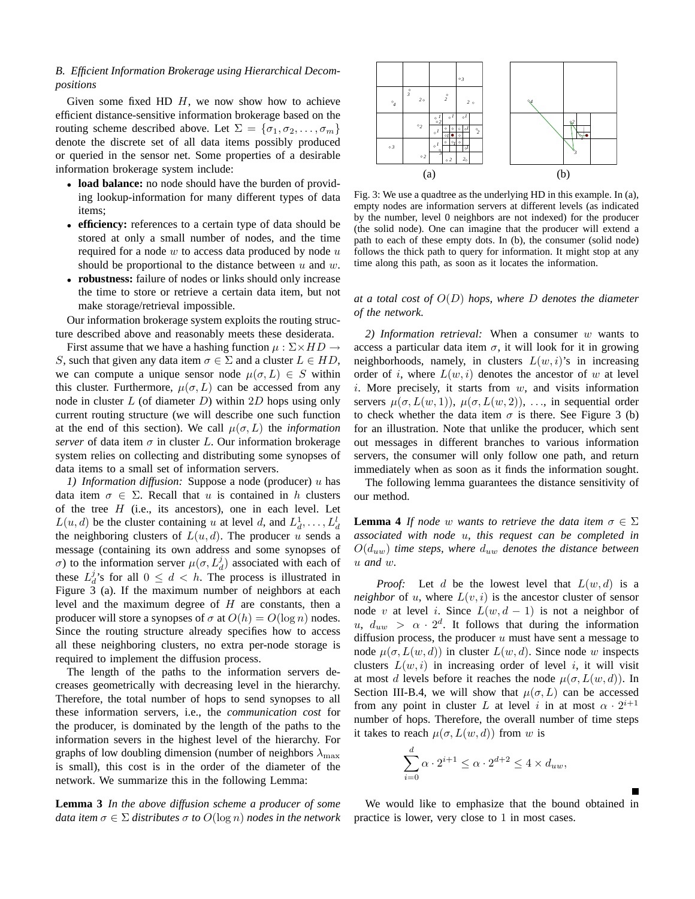### B. Efficient Information Brokerage using Hierarchical Decompositions

Given some fixed HD $H$, we now show how to achieve efficient distance-sensitive information brokerage based on the routing scheme described above. Let $\Sigma = \{\sigma_1, \sigma_2, \ldots, \sigma_m\}$ denote the discrete set of all data items possibly produced or queried in the sensor net. Some properties of a desirable information brokerage system include:

- **load balance:** no node should have the burden of providing lookup-information for many different types of data items;
- **efficiency:** references to a certain type of data should be stored at only a small number of nodes, and the time required for a node $w$ to access data produced by node $u$ should be proportional to the distance between $u$ and $w$.
- **robustness:** failure of nodes or links should only increase the time to store or retrieve a certain data item, but not make storage/retrieval impossible.

Our information brokerage system exploits the routing structure described above and reasonably meets these desiderata.

First assume that we have a hashing function $\mu : \Sigma \times HD \rightarrow S$, such that given any data item $\sigma \in \Sigma$ and a cluster $L \in HD$, we can compute a unique sensor node $\mu(\sigma, L) \in S$ within this cluster. Furthermore, $\mu(\sigma, L)$ can be accessed from any node in cluster $L$ (of diameter $D$) within $2D$ hops using only current routing structure (we will describe one such function at the end of this section). We call $\mu(\sigma, L)$ the *information server* of data item $\sigma$ in cluster $L$. Our information brokerage system relies on collecting and distributing some synopses of data items to a small set of information servers.

*1) Information diffusion:* Suppose a node (producer) $u$ has data item $\sigma \in \Sigma$. Recall that $u$ is contained in $h$ clusters of the tree $H$ (i.e., its ancestors), one in each level. Let $L(u, d)$ be the cluster containing $u$ at level $d$, and $L_d^1, \ldots, L_d^l$ the neighboring clusters of $L(u, d)$. The producer $u$ sends a message (containing its own address and some synopses of $\sigma$) to the information server $\mu(\sigma, L_d^j)$ associated with each of these $L_d^j$'s for all $0 \leq d < h$. The process is illustrated in Figure 3 (a). If the maximum number of neighbors at each level and the maximum degree of $H$ are constants, then a producer will store a synopses of $\sigma$ at $O(h) = O(\log n)$ nodes. Since the routing structure already specifies how to access all these neighboring clusters, no extra per-node storage is required to implement the diffusion process.

The length of the paths to the information servers decreases geometrically with decreasing level in the hierarchy. Therefore, the total number of hops to send synopses to all these information servers, i.e., the *communication cost* for the producer, is dominated by the length of the paths to the information severs in the highest level of the hierarchy. For graphs of low doubling dimension (number of neighbors $\lambda_{\max}$ is small), this cost is in the order of the diameter of the network. We summarize this in the following Lemma:

**Lemma 3** *In the above diffusion scheme a producer of some data item $\sigma \in \Sigma$ distributes $\sigma$ to $O(\log n)$ nodes in the network at a total cost of $O(D)$ hops, where $D$ denotes the diameter of the network.*

Fig. 3: We use a quadtree as the underlying HD in this example. In (a), empty nodes are information servers at different levels (as indicated by the number, level 0 neighbors are not indexed) for the producer (the solid node). One can imagine that the producer will extend a path to each of these empty dots. In (b), the consumer (solid node) follows the thick path to query for information. It might stop at any time along this path, as soon as it locates the information.

*2) Information retrieval:* When a consumer $w$ wants to access a particular data item $\sigma$, it will look for it in growing neighborhoods, namely, in clusters $L(w, i)$'s in increasing order of $i$, where $L(w, i)$ denotes the ancestor of $w$ at level $i$. More precisely, it starts from $w$, and visits information servers $\mu(\sigma, L(w, 1))$, $\mu(\sigma, L(w, 2))$, …, in sequential order to check whether the data item $\sigma$ is there. See Figure 3 (b) for an illustration. Note that unlike the producer, which sent out messages in different branches to various information servers, the consumer will only follow one path, and return immediately when as soon as it finds the information sought.

The following lemma guarantees the distance sensitivity of our method.

**Lemma 4** *If node $w$ wants to retrieve the data item $\sigma \in \Sigma$ associated with node $u$, this request can be completed in $O(d_{uw})$ time steps, where $d_{uw}$ denotes the distance between $u$ and $w$.*

*Proof:* Let $d$ be the lowest level that $L(w, d)$ is a *neighbor* of $u$, where $L(v, i)$ is the ancestor cluster of sensor node $v$ at level $i$. Since $L(w, d-1)$ is not a neighbor of $u$, $d_{uw} > \alpha \cdot 2^d$. It follows that during the information diffusion process, the producer $u$ must have sent a message to node $\mu(\sigma, L(w, d))$ in cluster $L(w, d)$. Since node $w$ inspects clusters $L(w, i)$ in increasing order of level $i$, it will visit at most $d$ levels before it reaches the node $\mu(\sigma, L(w, d))$. In Section III-B.4, we will show that $\mu(\sigma, L)$ can be accessed from any point in cluster $L$ at level $i$ in at most $\alpha \cdot 2^{i+1}$ number of hops. Therefore, the overall number of time steps it takes to reach $\mu(\sigma, L(w, d))$ from $w$ is

$$\sum_{i=0}^{d} \alpha \cdot 2^{i+1} \leq \alpha \cdot 2^{d+2} \leq 4 \times d_{uw},$$

■

We would like to emphasize that the bound obtained in practice is lower, very close to 1 in most cases.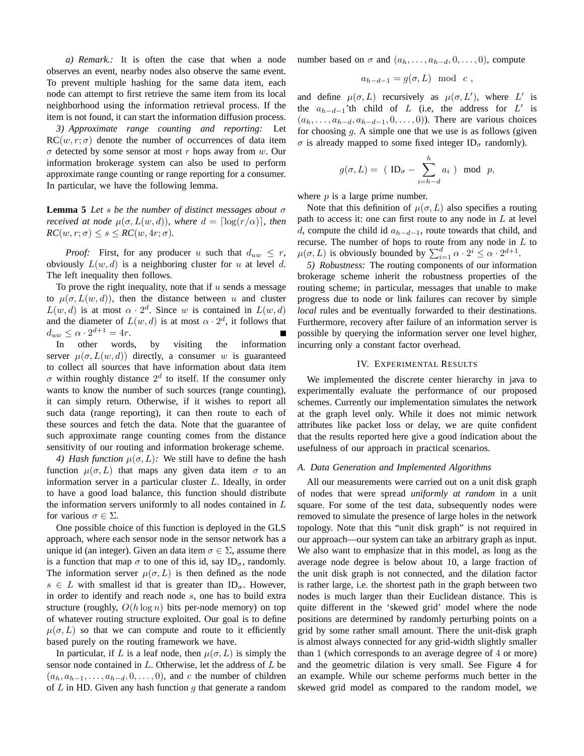*a) Remark.:* It is often the case that when a node observes an event, nearby nodes also observe the same event. To prevent multiple hashing for the same data item, each node can attempt to first retrieve the same item from its local neighborhood using the information retrieval process. If the item is not found, it can start the information diffusion process.

*3) Approximate range counting and reporting:* Let $\mathrm{RC}(w, r; \sigma)$ denote the number of occurrences of data item $\sigma$ detected by some sensor at most $r$ hops away from $w$. Our information brokerage system can also be used to perform approximate range counting or range reporting for a consumer. In particular, we have the following lemma.

**Lemma 5** *Let $s$ be the number of distinct messages about $\sigma$ received at node $\mu(\sigma, L(w, d))$, where $d = \lceil \log(r/\alpha) \rceil$, then $RC(w, r; \sigma) \leq s \leq RC(w, 4r; \sigma)$.*

*Proof:* First, for any producer $u$ such that $d_{uw} \leq r$, obviously $L(w, d)$ is a neighboring cluster for $u$ at level $d$. The left inequality then follows.

To prove the right inequality, note that if $u$ sends a message to $\mu(\sigma, L(w, d))$, then the distance between $u$ and cluster $L(w, d)$ is at most $\alpha \cdot 2^d$. Since $w$ is contained in $L(w, d)$ and the diameter of $L(w, d)$ is at most $\alpha \cdot 2^d$, it follows that $d_{uw} \leq \alpha \cdot 2^{d+1} = 4r$. ∎

In other words, by visiting the information server $\mu(\sigma, L(w, d))$ directly, a consumer $w$ is guaranteed to collect all sources that have information about data item $\sigma$ within roughly distance $2^d$ to itself. If the consumer only wants to know the number of such sources (range counting), it can simply return. Otherwise, if it wishes to report all such data (range reporting), it can then route to each of these sources and fetch the data. Note that the guarantee of such approximate range counting comes from the distance sensitivity of our routing and information brokerage scheme.

*4) Hash function $\mu(\sigma, L)$:* We still have to define the hash function $\mu(\sigma, L)$ that maps any given data item $\sigma$ to an information server in a particular cluster $L$. Ideally, in order to have a good load balance, this function should distribute the information servers uniformly to all nodes contained in $L$ for various $\sigma \in \Sigma$.

One possible choice of this function is deployed in the GLS approach, where each sensor node in the sensor network has a unique id (an integer). Given an data item $\sigma \in \Sigma$, assume there is a function that map $\sigma$ to one of this id, say $\mathrm{ID}_\sigma$, randomly. The information server $\mu(\sigma, L)$ is then defined as the node $s \in L$ with smallest id that is greater than $\mathrm{ID}_\sigma$. However, in order to identify and reach node $s$, one has to build extra structure (roughly, $O(h \log n)$ bits per-node memory) on top of whatever routing structure exploited. Our goal is to define $\mu(\sigma, L)$ so that we can compute and route to it efficiently based purely on the routing framework we have.

In particular, if $L$ is a leaf node, then $\mu(\sigma, L)$ is simply the sensor node contained in $L$. Otherwise, let the address of $L$ be $(a_h, a_{h-1}, \ldots, a_{h-d}, 0, \ldots, 0)$, and $c$ the number of children of $L$ in HD. Given any hash function $g$ that generate a random number based on $\sigma$ and $(a_h, \ldots, a_{h-d}, 0, \ldots, 0)$, compute

$$a_{h-d-1} = g(\sigma, L) \mod c \ ,$$

and define $\mu(\sigma, L)$ recursively as $\mu(\sigma, L')$, where $L'$ is the $a_{h-d-1}$'th child of $L$ (i.e, the address for $L'$ is $(a_h, \ldots, a_{h-d}, a_{h-d-1}, 0, \ldots, 0)$). There are various choices for choosing $g$. A simple one that we use is as follows (given $\sigma$ is already mapped to some fixed integer $\mathrm{ID}_\sigma$ randomly).

$$g(\sigma, L) = \left( \mathrm{ID}_\sigma - \sum_{i=h-d}^{h} a_i \right) \mod p,$$

where $p$ is a large prime number.

Note that this definition of $\mu(\sigma, L)$ also specifies a routing path to access it: one can first route to any node in $L$ at level $d$, compute the child id $a_{h-d-1}$, route towards that child, and recurse. The number of hops to route from any node in $L$ to $\mu(\sigma, L)$ is obviously bounded by $\sum_{i=1}^{d} \alpha \cdot 2^i \leq \alpha \cdot 2^{d+1}$.

*5) Robustness:* The routing components of our information brokerage scheme inherit the robustness properties of the routing scheme; in particular, messages that unable to make progress due to node or link failures can recover by simple *local* rules and be eventually forwarded to their destinations. Furthermore, recovery after failure of an information server is possible by querying the information server one level higher, incurring only a constant factor overhead.

## IV. Experimental Results

We implemented the discrete center hierarchy in java to experimentally evaluate the performance of our proposed schemes. Currently our implementation simulates the network at the graph level only. While it does not mimic network attributes like packet loss or delay, we are quite confident that the results reported here give a good indication about the usefulness of our approach in practical scenarios.

### A. Data Generation and Implemented Algorithms

All our measurements were carried out on a unit disk graph of nodes that were spread *uniformly at random* in a unit square. For some of the test data, subsequently nodes were removed to simulate the presence of large holes in the network topology. Note that this "unit disk graph" is not required in our approach—our system can take an arbitrary graph as input. We also want to emphasize that in this model, as long as the average node degree is below about 10, a large fraction of the unit disk graph is not connected, and the dilation factor is rather large, i.e. the shortest path in the graph between two nodes is much larger than their Euclidean distance. This is quite different in the 'skewed grid' model where the node positions are determined by randomly perturbing points on a grid by some rather small amount. There the unit-disk graph is almost always connected for any grid-width slightly smaller than 1 (which corresponds to an average degree of 4 or more) and the geometric dilation is very small. See Figure 4 for an example. While our scheme performs much better in the skewed grid model as compared to the random model, we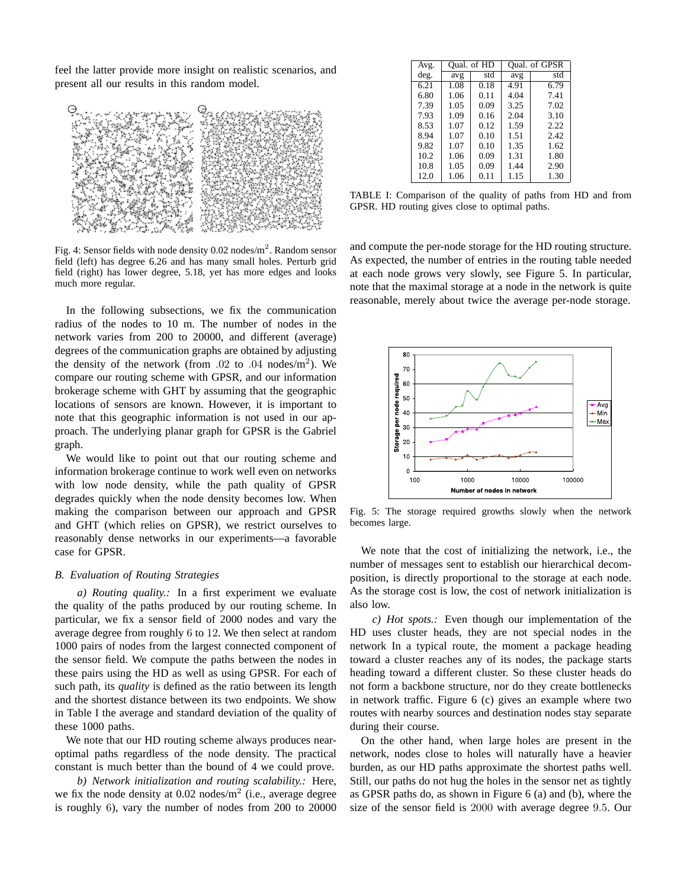feel the latter provide more insight on realistic scenarios, and present all our results in this random model.

Fig. 4: Sensor fields with node density 0.02 nodes/m$^2$. Random sensor field (left) has degree 6.26 and has many small holes. Perturb grid field (right) has lower degree, 5.18, yet has more edges and looks much more regular.

In the following subsections, we fix the communication radius of the nodes to 10 m. The number of nodes in the network varies from 200 to 20000, and different (average) degrees of the communication graphs are obtained by adjusting the density of the network (from $.02$ to $.04$ nodes/m$^2$). We compare our routing scheme with GPSR, and our information brokerage scheme with GHT by assuming that the geographic locations of sensors are known. However, it is important to note that this geographic information is not used in our approach. The underlying planar graph for GPSR is the Gabriel graph.

We would like to point out that our routing scheme and information brokerage continue to work well even on networks with low node density, while the path quality of GPSR degrades quickly when the node density becomes low. When making the comparison between our approach and GPSR and GHT (which relies on GPSR), we restrict ourselves to reasonably dense networks in our experiments—a favorable case for GPSR.

### B. Evaluation of Routing Strategies

*a) Routing quality.:* In a first experiment we evaluate the quality of the paths produced by our routing scheme. In particular, we fix a sensor field of 2000 nodes and vary the average degree from roughly 6 to 12. We then select at random 1000 pairs of nodes from the largest connected component of the sensor field. We compute the paths between the nodes in these pairs using the HD as well as using GPSR. For each of such path, its *quality* is defined as the ratio between its length and the shortest distance between its two endpoints. We show in Table I the average and standard deviation of the quality of these 1000 paths.

| Avg. | Qual. of HD | | Qual. of GPSR | |
|---|---|---|---|---|
| deg. | avg | std | avg | std |
| 6.21 | 1.08 | 0.18 | 4.91 | 6.79 |
| 6.80 | 1.06 | 0.11 | 4.04 | 7.41 |
| 7.39 | 1.05 | 0.09 | 3.25 | 7.02 |
| 7.93 | 1.09 | 0.16 | 2.04 | 3.10 |
| 8.53 | 1.07 | 0.12 | 1.59 | 2.22 |
| 8.94 | 1.07 | 0.10 | 1.51 | 2.42 |
| 9.82 | 1.07 | 0.10 | 1.35 | 1.62 |
| 10.2 | 1.06 | 0.09 | 1.31 | 1.80 |
| 10.8 | 1.05 | 0.09 | 1.44 | 2.90 |
| 12.0 | 1.06 | 0.11 | 1.15 | 1.30 |

TABLE I: Comparison of the quality of paths from HD and from GPSR. HD routing gives close to optimal paths.

We note that our HD routing scheme always produces near-optimal paths regardless of the node density. The practical constant is much better than the bound of 4 we could prove.

*b) Network initialization and routing scalability.:* Here, we fix the node density at 0.02 nodes/m$^2$ (i.e., average degree is roughly 6), vary the number of nodes from 200 to 20000 and compute the per-node storage for the HD routing structure. As expected, the number of entries in the routing table needed at each node grows very slowly, see Figure 5. In particular, note that the maximal storage at a node in the network is quite reasonable, merely about twice the average per-node storage.

Fig. 5: The storage required growths slowly when the network becomes large.

We note that the cost of initializing the network, i.e., the number of messages sent to establish our hierarchical decomposition, is directly proportional to the storage at each node. As the storage cost is low, the cost of network initialization is also low.

*c) Hot spots.:* Even though our implementation of the HD uses cluster heads, they are not special nodes in the network In a typical route, the moment a package heading toward a cluster reaches any of its nodes, the package starts heading toward a different cluster. So these cluster heads do not form a backbone structure, nor do they create bottlenecks in network traffic. Figure 6 (c) gives an example where two routes with nearby sources and destination nodes stay separate during their course.

On the other hand, when large holes are present in the network, nodes close to holes will naturally have a heavier burden, as our HD paths approximate the shortest paths well. Still, our paths do not hug the holes in the sensor net as tightly as GPSR paths do, as shown in Figure 6 (a) and (b), where the size of the sensor field is 2000 with average degree 9.5. Our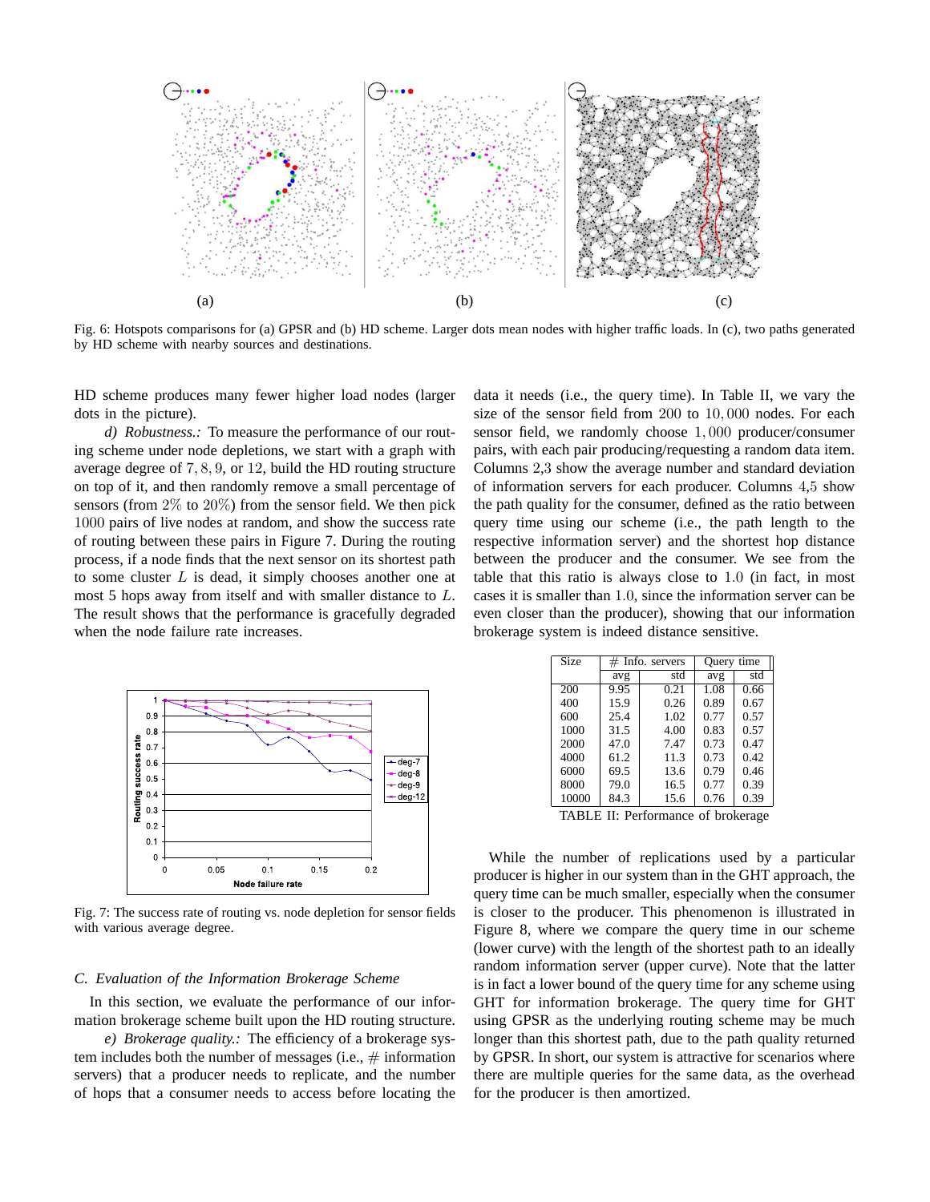Fig. 6: Hotspots comparisons for (a) GPSR and (b) HD scheme. Larger dots mean nodes with higher traffic loads. In (c), two paths generated by HD scheme with nearby sources and destinations.

HD scheme produces many fewer higher load nodes (larger dots in the picture).

*d) Robustness.:* To measure the performance of our routing scheme under node depletions, we start with a graph with average degree of $7, 8, 9$, or $12$, build the HD routing structure on top of it, and then randomly remove a small percentage of sensors (from $2\%$ to $20\%$) from the sensor field. We then pick $1000$ pairs of live nodes at random, and show the success rate of routing between these pairs in Figure 7. During the routing process, if a node finds that the next sensor on its shortest path to some cluster $L$ is dead, it simply chooses another one at most 5 hops away from itself and with smaller distance to $L$. The result shows that the performance is gracefully degraded when the node failure rate increases.

Fig. 7: The success rate of routing vs. node depletion for sensor fields with various average degree.

### C. Evaluation of the Information Brokerage Scheme

In this section, we evaluate the performance of our information brokerage scheme built upon the HD routing structure.

*e) Brokerage quality.:* The efficiency of a brokerage system includes both the number of messages (i.e., # information servers) that a producer needs to replicate, and the number of hops that a consumer needs to access before locating the data it needs (i.e., the query time). In Table II, we vary the size of the sensor field from $200$ to $10,000$ nodes. For each sensor field, we randomly choose $1,000$ producer/consumer pairs, with each pair producing/requesting a random data item. Columns 2,3 show the average number and standard deviation of information servers for each producer. Columns 4,5 show the path quality for the consumer, defined as the ratio between query time using our scheme (i.e., the path length to the respective information server) and the shortest hop distance between the producer and the consumer. We see from the table that this ratio is always close to $1.0$ (in fact, in most cases it is smaller than $1.0$, since the information server can be even closer than the producer), showing that our information brokerage system is indeed distance sensitive.

| Size | # Info. servers | | Query time | |
|---|---|---|---|---|
| | avg | std | avg | std |
| 200 | 9.95 | 0.21 | 1.08 | 0.66 |
| 400 | 15.9 | 0.26 | 0.89 | 0.67 |
| 600 | 25.4 | 1.02 | 0.77 | 0.57 |
| 1000 | 31.5 | 4.00 | 0.83 | 0.57 |
| 2000 | 47.0 | 7.47 | 0.73 | 0.47 |
| 4000 | 61.2 | 11.3 | 0.73 | 0.42 |
| 6000 | 69.5 | 13.6 | 0.79 | 0.46 |
| 8000 | 79.0 | 16.5 | 0.77 | 0.39 |
| 10000 | 84.3 | 15.6 | 0.76 | 0.39 |

TABLE II: Performance of brokerage

While the number of replications used by a particular producer is higher in our system than in the GHT approach, the query time can be much smaller, especially when the consumer is closer to the producer. This phenomenon is illustrated in Figure 8, where we compare the query time in our scheme (lower curve) with the length of the shortest path to an ideally random information server (upper curve). Note that the latter is in fact a lower bound of the query time for any scheme using GHT for information brokerage. The query time for GHT using GPSR as the underlying routing scheme may be much longer than this shortest path, due to the path quality returned by GPSR. In short, our system is attractive for scenarios where there are multiple queries for the same data, as the overhead for the producer is then amortized.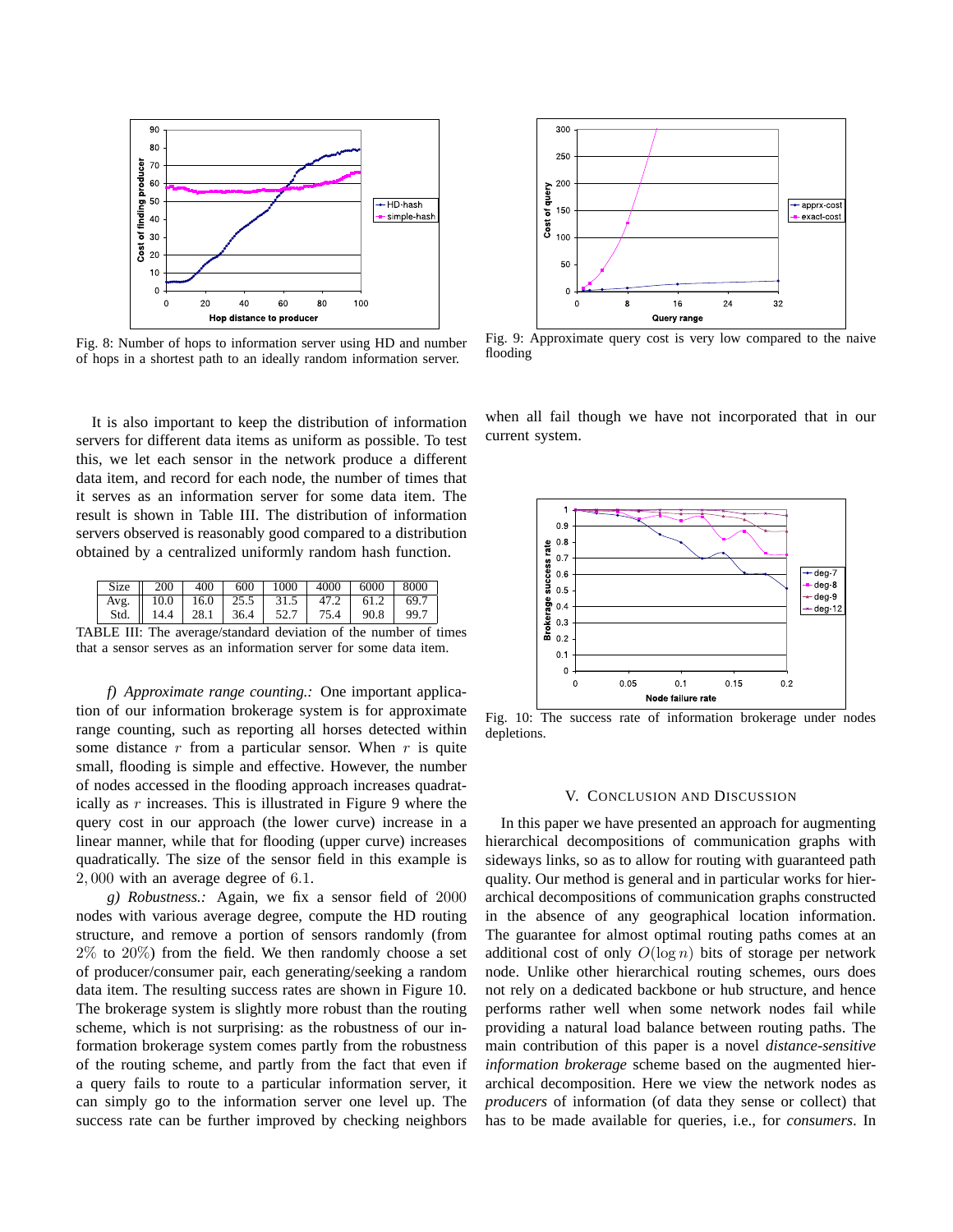Fig. 8: Number of hops to information server using HD and number of hops in a shortest path to an ideally random information server.

Fig. 9: Approximate query cost is very low compared to the naive flooding

It is also important to keep the distribution of information servers for different data items as uniform as possible. To test this, we let each sensor in the network produce a different data item, and record for each node, the number of times that it serves as an information server for some data item. The result is shown in Table III. The distribution of information servers observed is reasonably good compared to a distribution obtained by a centralized uniformly random hash function.

| Size | 200 | 400 | 600 | 1000 | 4000 | 6000 | 8000 |
|---|---|---|---|---|---|---|---|
| Avg. | 10.0 | 16.0 | 25.5 | 31.5 | 47.2 | 61.2 | 69.7 |
| Std. | 14.4 | 28.1 | 36.4 | 52.7 | 75.4 | 90.8 | 99.7 |

TABLE III: The average/standard deviation of the number of times that a sensor serves as an information server for some data item.

*f) Approximate range counting.:* One important application of our information brokerage system is for approximate range counting, such as reporting all horses detected within some distance $r$ from a particular sensor. When $r$ is quite small, flooding is simple and effective. However, the number of nodes accessed in the flooding approach increases quadratically as $r$ increases. This is illustrated in Figure 9 where the query cost in our approach (the lower curve) increase in a linear manner, while that for flooding (upper curve) increases quadratically. The size of the sensor field in this example is $2,000$ with an average degree of $6.1$.

*g) Robustness.:* Again, we fix a sensor field of $2000$ nodes with various average degree, compute the HD routing structure, and remove a portion of sensors randomly (from $2\%$ to $20\%$) from the field. We then randomly choose a set of producer/consumer pair, each generating/seeking a random data item. The resulting success rates are shown in Figure 10. The brokerage system is slightly more robust than the routing scheme, which is not surprising: as the robustness of our information brokerage system comes partly from the robustness of the routing scheme, and partly from the fact that even if a query fails to route to a particular information server, it can simply go to the information server one level up. The success rate can be further improved by checking neighbors when all fail though we have not incorporated that in our current system.

Fig. 10: The success rate of information brokerage under nodes depletions.

## V. Conclusion and Discussion

In this paper we have presented an approach for augmenting hierarchical decompositions of communication graphs with sideways links, so as to allow for routing with guaranteed path quality. Our method is general and in particular works for hierarchical decompositions of communication graphs constructed in the absence of any geographical location information. The guarantee for almost optimal routing paths comes at an additional cost of only $O(\log n)$ bits of storage per network node. Unlike other hierarchical routing schemes, ours does not rely on a dedicated backbone or hub structure, and hence performs rather well when some network nodes fail while providing a natural load balance between routing paths. The main contribution of this paper is a novel *distance-sensitive information brokerage* scheme based on the augmented hierarchical decomposition. Here we view the network nodes as *producers* of information (of data they sense or collect) that has to be made available for queries, i.e., for *consumers*. In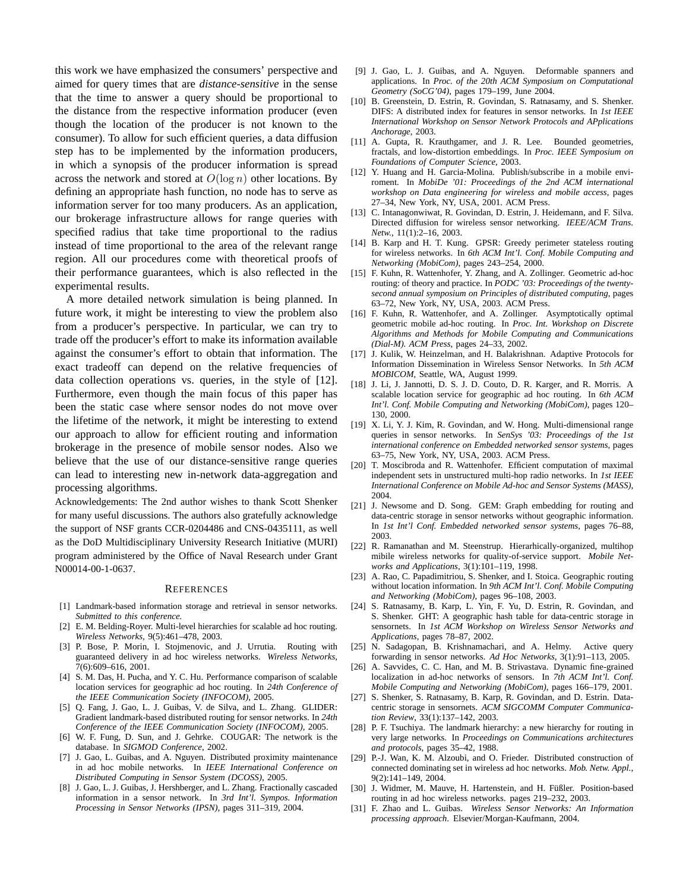this work we have emphasized the consumers' perspective and aimed for query times that are *distance-sensitive* in the sense that the time to answer a query should be proportional to the distance from the respective information producer (even though the location of the producer is not known to the consumer). To allow for such efficient queries, a data diffusion step has to be implemented by the information producers, in which a synopsis of the producer information is spread across the network and stored at $O(\log n)$ other locations. By defining an appropriate hash function, no node has to serve as information server for too many producers. As an application, our brokerage infrastructure allows for range queries with specified radius that take time proportional to the radius instead of time proportional to the area of the relevant range region. All our procedures come with theoretical proofs of their performance guarantees, which is also reflected in the experimental results.

A more detailed network simulation is being planned. In future work, it might be interesting to view the problem also from a producer's perspective. In particular, we can try to trade off the producer's effort to make its information available against the consumer's effort to obtain that information. The exact tradeoff can depend on the relative frequencies of data collection operations vs. queries, in the style of [12]. Furthermore, even though the main focus of this paper has been the static case where sensor nodes do not move over the lifetime of the network, it might be interesting to extend our approach to allow for efficient routing and information brokerage in the presence of mobile sensor nodes. Also we believe that the use of our distance-sensitive range queries can lead to interesting new in-network data-aggregation and processing algorithms.

Acknowledgements: The 2nd author wishes to thank Scott Shenker for many useful discussions. The authors also gratefully acknowledge the support of NSF grants CCR-0204486 and CNS-0435111, as well as the DoD Multidisciplinary University Research Initiative (MURI) program administered by the Office of Naval Research under Grant N00014-00-1-0637.

## References

[1] Landmark-based information storage and retrieval in sensor networks. *Submitted to this conference.*

[2] E. M. Belding-Royer. Multi-level hierarchies for scalable ad hoc routing. *Wireless Networks*, 9(5):461–478, 2003.

[3] P. Bose, P. Morin, I. Stojmenovic, and J. Urrutia. Routing with guaranteed delivery in ad hoc wireless networks. *Wireless Networks*, 7(6):609–616, 2001.

[4] S. M. Das, H. Pucha, and Y. C. Hu. Performance comparison of scalable location services for geographic ad hoc routing. In *24th Conference of the IEEE Communication Society (INFOCOM)*, 2005.

[5] Q. Fang, J. Gao, L. J. Guibas, V. de Silva, and L. Zhang. GLIDER: Gradient landmark-based distributed routing for sensor networks. In *24th Conference of the IEEE Communication Society (INFOCOM)*, 2005.

[6] W. F. Fung, D. Sun, and J. Gehrke. COUGAR: The network is the database. In *SIGMOD Conference*, 2002.

[7] J. Gao, L. Guibas, and A. Nguyen. Distributed proximity maintenance in ad hoc mobile networks. In *IEEE International Conference on Distributed Computing in Sensor System (DCOSS)*, 2005.

[8] J. Gao, L. J. Guibas, J. Hershberger, and L. Zhang. Fractionally cascaded information in a sensor network. In *3rd Int'l. Sympos. Information Processing in Sensor Networks (IPSN)*, pages 311–319, 2004.

[9] J. Gao, L. J. Guibas, and A. Nguyen. Deformable spanners and applications. In *Proc. of the 20th ACM Symposium on Computational Geometry (SoCG'04)*, pages 179–199, June 2004.

[10] B. Greenstein, D. Estrin, R. Govindan, S. Ratnasamy, and S. Shenker. DIFS: A distributed index for features in sensor networks. In *1st IEEE International Workshop on Sensor Network Protocols and APplications Anchorage*, 2003.

[11] A. Gupta, R. Krauthgamer, and J. R. Lee. Bounded geometries, fractals, and low-distortion embeddings. In *Proc. IEEE Symposium on Foundations of Computer Science*, 2003.

[12] Y. Huang and H. Garcia-Molina. Publish/subscribe in a mobile enviroment. In *MobiDe '01: Proceedings of the 2nd ACM international workshop on Data engineering for wireless and mobile access*, pages 27–34, New York, NY, USA, 2001. ACM Press.

[13] C. Intanagonwiwat, R. Govindan, D. Estrin, J. Heidemann, and F. Silva. Directed diffusion for wireless sensor networking. *IEEE/ACM Trans. Netw.*, 11(1):2–16, 2003.

[14] B. Karp and H. T. Kung. GPSR: Greedy perimeter stateless routing for wireless networks. In *6th ACM Int'l. Conf. Mobile Computing and Networking (MobiCom)*, pages 243–254, 2000.

[15] F. Kuhn, R. Wattenhofer, Y. Zhang, and A. Zollinger. Geometric ad-hoc routing: of theory and practice. In *PODC '03: Proceedings of the twenty-second annual symposium on Principles of distributed computing*, pages 63–72, New York, NY, USA, 2003. ACM Press.

[16] F. Kuhn, R. Wattenhofer, and A. Zollinger. Asymptotically optimal geometric mobile ad-hoc routing. In *Proc. Int. Workshop on Discrete Algorithms and Methods for Mobile Computing and Communications (Dial-M). ACM Press*, pages 24–33, 2002.

[17] J. Kulik, W. Heinzelman, and H. Balakrishnan. Adaptive Protocols for Information Dissemination in Wireless Sensor Networks. In *5th ACM MOBICOM*, Seattle, WA, August 1999.

[18] J. Li, J. Jannotti, D. S. J. D. Couto, D. R. Karger, and R. Morris. A scalable location service for geographic ad hoc routing. In *6th ACM Int'l. Conf. Mobile Computing and Networking (MobiCom)*, pages 120–130, 2000.

[19] X. Li, Y. J. Kim, R. Govindan, and W. Hong. Multi-dimensional range queries in sensor networks. In *SenSys '03: Proceedings of the 1st international conference on Embedded networked sensor systems*, pages 63–75, New York, NY, USA, 2003. ACM Press.

[20] T. Moscibroda and R. Wattenhofer. Efficient computation of maximal independent sets in unstructured multi-hop radio networks. In *1st IEEE International Conference on Mobile Ad-hoc and Sensor Systems (MASS)*, 2004.

[21] J. Newsome and D. Song. GEM: Graph embedding for routing and data-centric storage in sensor networks without geographic information. In *1st Int'l Conf. Embedded networked sensor systems*, pages 76–88, 2003.

[22] R. Ramanathan and M. Steenstrup. Hierarhically-organized, multihop mibile wireless networks for quality-of-service support. *Mobile Networks and Applications*, 3(1):101–119, 1998.

[23] A. Rao, C. Papadimitriou, S. Shenker, and I. Stoica. Geographic routing without location information. In *9th ACM Int'l. Conf. Mobile Computing and Networking (MobiCom)*, pages 96–108, 2003.

[24] S. Ratnasamy, B. Karp, L. Yin, F. Yu, D. Estrin, R. Govindan, and S. Shenker. GHT: A geographic hash table for data-centric storage in sensornets. In *1st ACM Workshop on Wireless Sensor Networks and Applications*, pages 78–87, 2002.

[25] N. Sadagopan, B. Krishnamachari, and A. Helmy. Active query forwarding in sensor networks. *Ad Hoc Networks*, 3(1):91–113, 2005.

[26] A. Savvides, C. C. Han, and M. B. Strivastava. Dynamic fine-grained localization in ad-hoc networks of sensors. In *7th ACM Int'l. Conf. Mobile Computing and Networking (MobiCom)*, pages 166–179, 2001.

[27] S. Shenker, S. Ratnasamy, B. Karp, R. Govindan, and D. Estrin. Data-centric storage in sensornets. *ACM SIGCOMM Computer Communication Review*, 33(1):137–142, 2003.

[28] P. F. Tsuchiya. The landmark hierarchy: a new hierarchy for routing in very large networks. In *Proceedings on Communications architectures and protocols*, pages 35–42, 1988.

[29] P.-J. Wan, K. M. Alzoubi, and O. Frieder. Distributed construction of connected dominating set in wireless ad hoc networks. *Mob. Netw. Appl.*, 9(2):141–149, 2004.

[30] J. Widmer, M. Mauve, H. Hartenstein, and H. Füßler. Position-based routing in ad hoc wireless networks. pages 219–232, 2003.

[31] F. Zhao and L. Guibas. *Wireless Sensor Networks: An Information processing approach*. Elsevier/Morgan-Kaufmann, 2004.